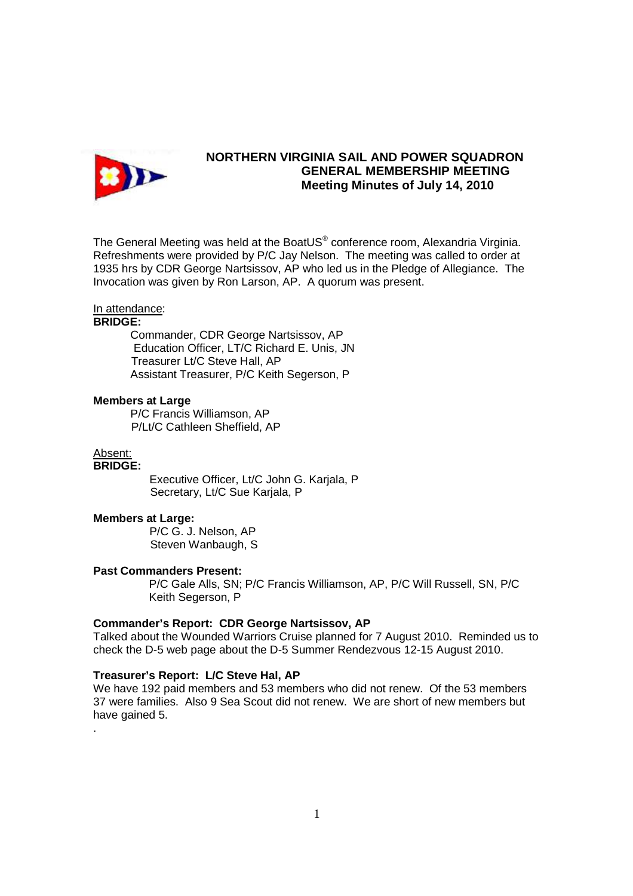# NORTHERN VIRGINIA SAIL AND POWER SQUADRON
## GENERAL MEMBERSHIP MEETING
### Meeting Minutes of July 14, 2010

The General Meeting was held at the BoatUS® conference room, Alexandria Virginia. Refreshments were provided by P/C Jay Nelson. The meeting was called to order at 1935 hrs by CDR George Nartsissov, AP who led us in the Pledge of Allegiance. The Invocation was given by Ron Larson, AP. A quorum was present.

In attendance:

**BRIDGE:**

Commander, CDR George Nartsissov, AP
Education Officer, LT/C Richard E. Unis, JN
Treasurer Lt/C Steve Hall, AP
Assistant Treasurer, P/C Keith Segerson, P

**Members at Large**

P/C Francis Williamson, AP
P/Lt/C Cathleen Sheffield, AP

Absent:

**BRIDGE:**

Executive Officer, Lt/C John G. Karjala, P
Secretary, Lt/C Sue Karjala, P

**Members at Large:**

P/C G. J. Nelson, AP
Steven Wanbaugh, S

**Past Commanders Present:**

P/C Gale Alls, SN; P/C Francis Williamson, AP, P/C Will Russell, SN, P/C Keith Segerson, P

**Commander's Report: CDR George Nartsissov, AP**

Talked about the Wounded Warriors Cruise planned for 7 August 2010. Reminded us to check the D-5 web page about the D-5 Summer Rendezvous 12-15 August 2010.

**Treasurer's Report: L/C Steve Hal, AP**

We have 192 paid members and 53 members who did not renew. Of the 53 members 37 were families. Also 9 Sea Scout did not renew. We are short of new members but have gained 5.

.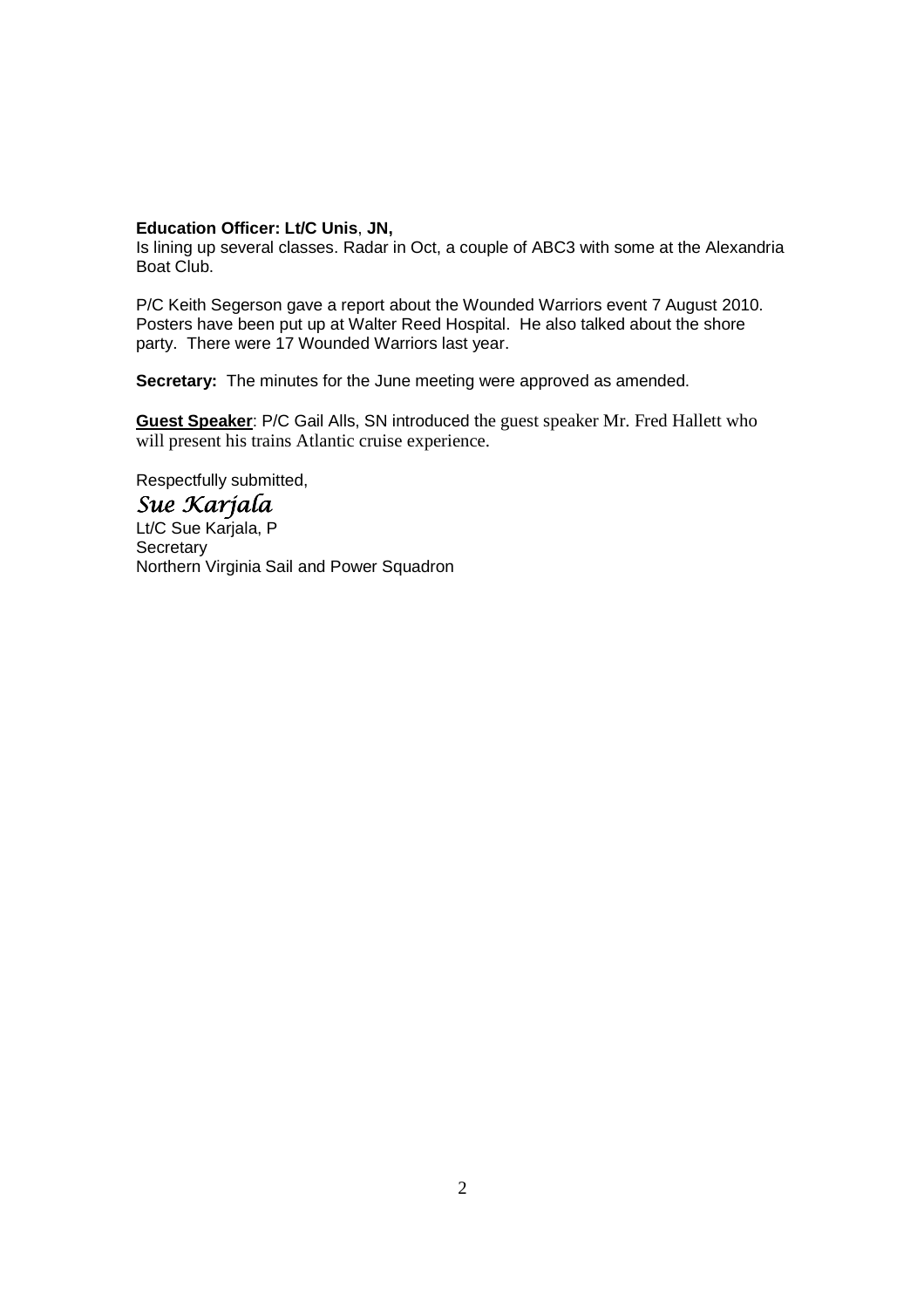**Education Officer: Lt/C Unis**, **JN,**
Is lining up several classes. Radar in Oct, a couple of ABC3 with some at the Alexandria Boat Club.

P/C Keith Segerson gave a report about the Wounded Warriors event 7 August 2010. Posters have been put up at Walter Reed Hospital. He also talked about the shore party. There were 17 Wounded Warriors last year.

**Secretary:** The minutes for the June meeting were approved as amended.

**Guest Speaker**: P/C Gail Alls, SN introduced the guest speaker Mr. Fred Hallett who will present his trains Atlantic cruise experience.

Respectfully submitted,
*Sue Karjala*
Lt/C Sue Karjala, P
Secretary
Northern Virginia Sail and Power Squadron